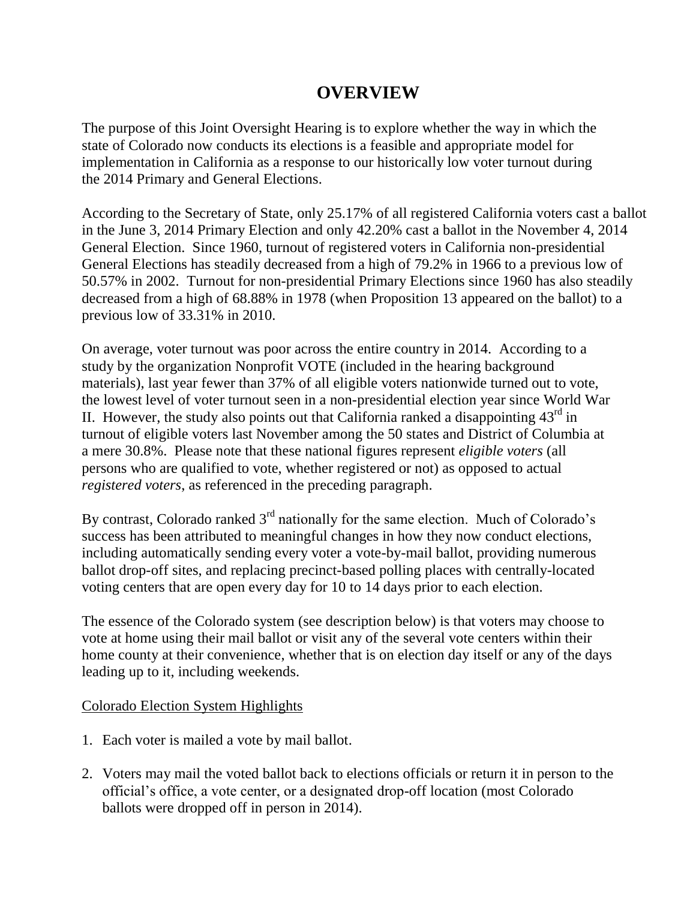# OVERVIEW

The purpose of this Joint Oversight Hearing is to explore whether the way in which the state of Colorado now conducts its elections is a feasible and appropriate model for implementation in California as a response to our historically low voter turnout during the 2014 Primary and General Elections.

According to the Secretary of State, only 25.17% of all registered California voters cast a ballot in the June 3, 2014 Primary Election and only 42.20% cast a ballot in the November 4, 2014 General Election. Since 1960, turnout of registered voters in California non-presidential General Elections has steadily decreased from a high of 79.2% in 1966 to a previous low of 50.57% in 2002. Turnout for non-presidential Primary Elections since 1960 has also steadily decreased from a high of 68.88% in 1978 (when Proposition 13 appeared on the ballot) to a previous low of 33.31% in 2010.

On average, voter turnout was poor across the entire country in 2014. According to a study by the organization Nonprofit VOTE (included in the hearing background materials), last year fewer than 37% of all eligible voters nationwide turned out to vote, the lowest level of voter turnout seen in a non-presidential election year since World War II. However, the study also points out that California ranked a disappointing 43rd in turnout of eligible voters last November among the 50 states and District of Columbia at a mere 30.8%. Please note that these national figures represent *eligible voters* (all persons who are qualified to vote, whether registered or not) as opposed to actual *registered voters*, as referenced in the preceding paragraph.

By contrast, Colorado ranked 3rd nationally for the same election. Much of Colorado's success has been attributed to meaningful changes in how they now conduct elections, including automatically sending every voter a vote-by-mail ballot, providing numerous ballot drop-off sites, and replacing precinct-based polling places with centrally-located voting centers that are open every day for 10 to 14 days prior to each election.

The essence of the Colorado system (see description below) is that voters may choose to vote at home using their mail ballot or visit any of the several vote centers within their home county at their convenience, whether that is on election day itself or any of the days leading up to it, including weekends.

Colorado Election System Highlights

1. Each voter is mailed a vote by mail ballot.

2. Voters may mail the voted ballot back to elections officials or return it in person to the official's office, a vote center, or a designated drop-off location (most Colorado ballots were dropped off in person in 2014).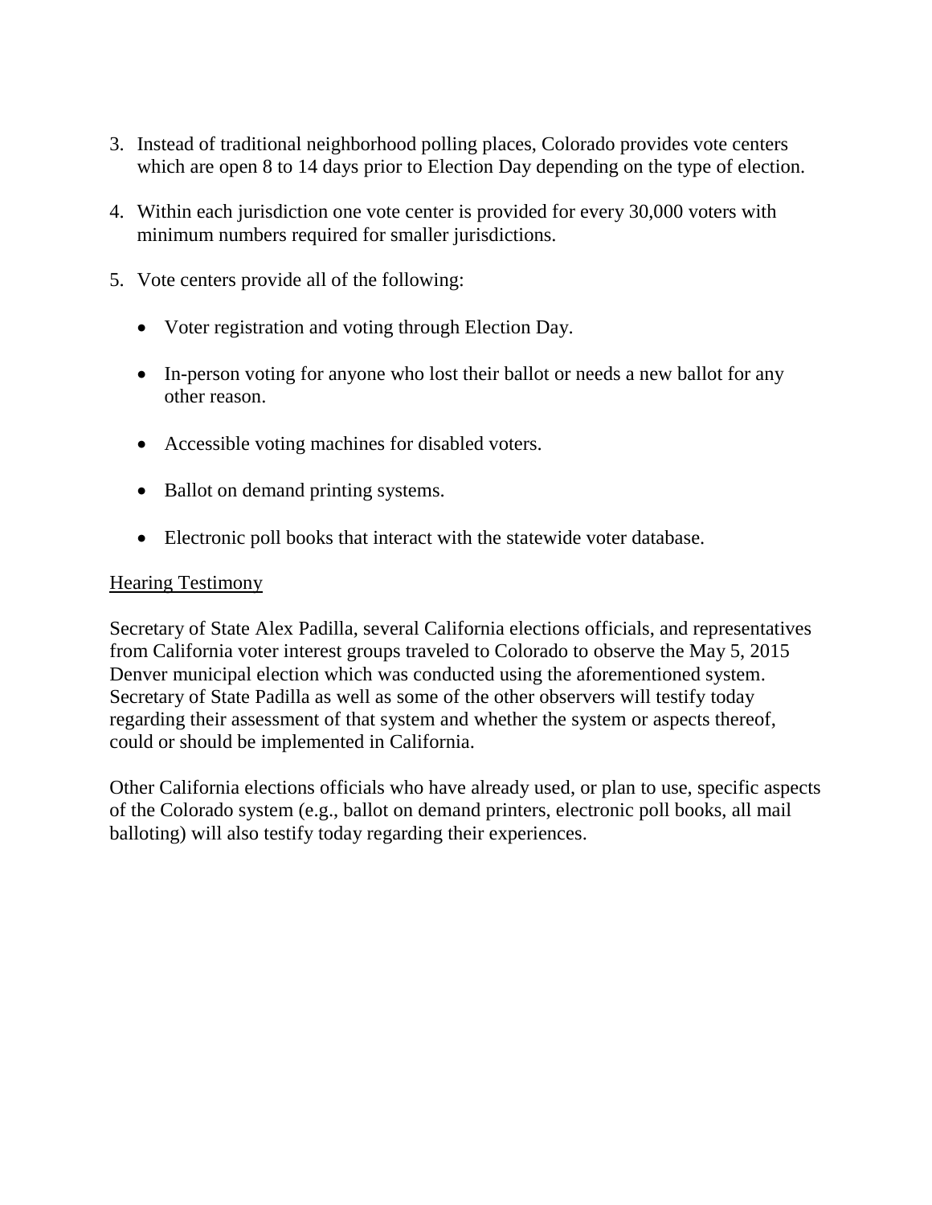3. Instead of traditional neighborhood polling places, Colorado provides vote centers which are open 8 to 14 days prior to Election Day depending on the type of election.

4. Within each jurisdiction one vote center is provided for every 30,000 voters with minimum numbers required for smaller jurisdictions.

5. Vote centers provide all of the following:

   - Voter registration and voting through Election Day.

   - In-person voting for anyone who lost their ballot or needs a new ballot for any other reason.

   - Accessible voting machines for disabled voters.

   - Ballot on demand printing systems.

   - Electronic poll books that interact with the statewide voter database.

## Hearing Testimony

Secretary of State Alex Padilla, several California elections officials, and representatives from California voter interest groups traveled to Colorado to observe the May 5, 2015 Denver municipal election which was conducted using the aforementioned system. Secretary of State Padilla as well as some of the other observers will testify today regarding their assessment of that system and whether the system or aspects thereof, could or should be implemented in California.

Other California elections officials who have already used, or plan to use, specific aspects of the Colorado system (e.g., ballot on demand printers, electronic poll books, all mail balloting) will also testify today regarding their experiences.